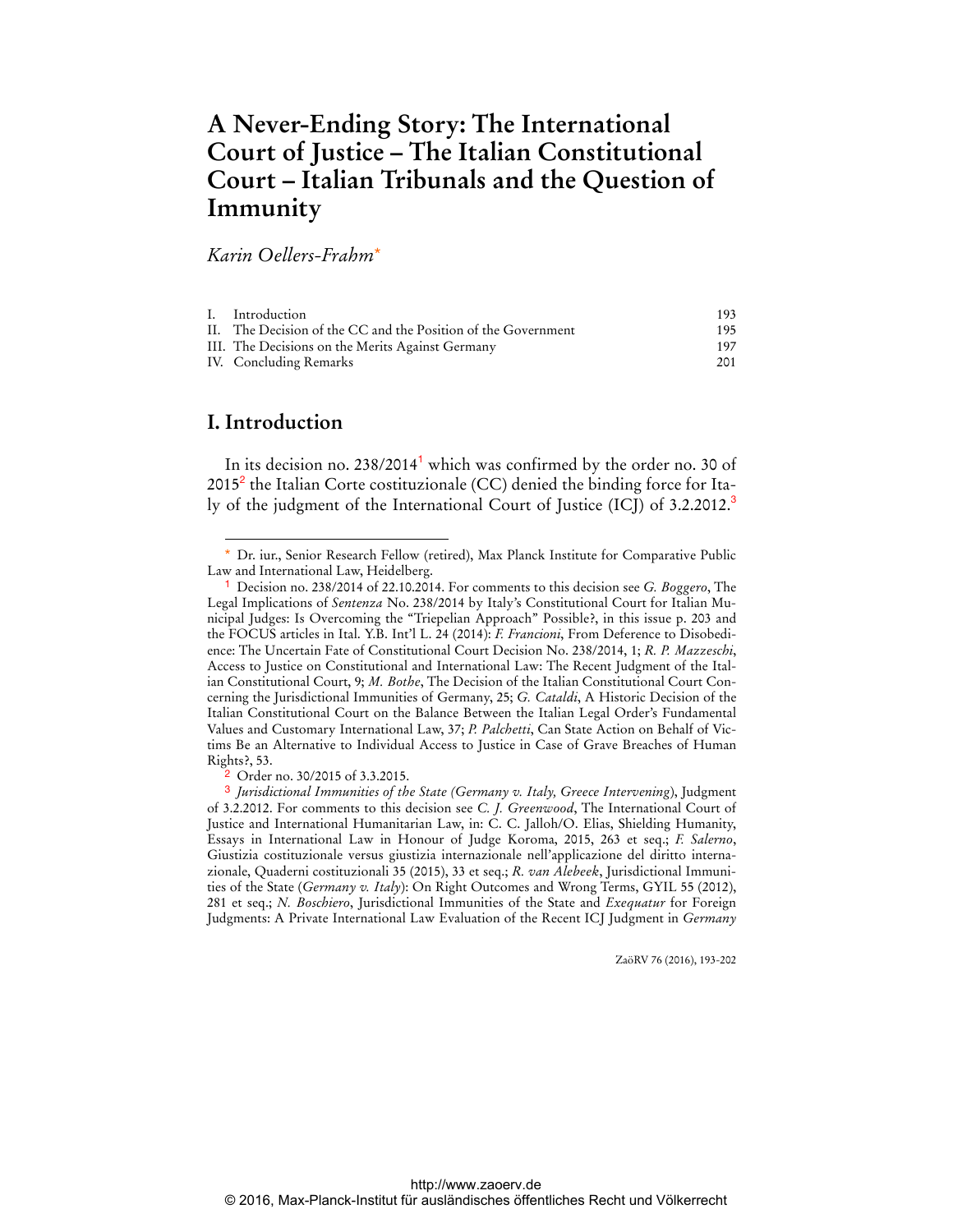# A Never-Ending Story: The International Court of Justice – The Italian Constitutional Court – Italian Tribunals and the Question of Immunity

*Karin Oellers-Frahm*[*]

| | | |
|---|---|---|
| I. | Introduction | 193 |
| II. | The Decision of the CC and the Position of the Government | 195 |
| III. | The Decisions on the Merits Against Germany | 197 |
| IV. | Concluding Remarks | 201 |

## I. Introduction

In its decision no. 238/2014[1] which was confirmed by the order no. 30 of 2015[2] the Italian Corte costituzionale (CC) denied the binding force for Italy of the judgment of the International Court of Justice (ICJ) of 3.2.2012.[3]

---

[*] Dr. iur., Senior Research Fellow (retired), Max Planck Institute for Comparative Public Law and International Law, Heidelberg.

[1] Decision no. 238/2014 of 22.10.2014. For comments to this decision see *G. Boggero*, The Legal Implications of *Sentenza* No. 238/2014 by Italy's Constitutional Court for Italian Municipal Judges: Is Overcoming the "Triepelian Approach" Possible?, in this issue p. 203 and the FOCUS articles in Ital. Y.B. Int'l L. 24 (2014): *F. Francioni*, From Deference to Disobedience: The Uncertain Fate of Constitutional Court Decision No. 238/2014, 1; *R. P. Mazzeschi*, Access to Justice on Constitutional and International Law: The Recent Judgment of the Italian Constitutional Court, 9; *M. Bothe*, The Decision of the Italian Constitutional Court Concerning the Jurisdictional Immunities of Germany, 25; *G. Cataldi*, A Historic Decision of the Italian Constitutional Court on the Balance Between the Italian Legal Order's Fundamental Values and Customary International Law, 37; *P. Palchetti*, Can State Action on Behalf of Victims Be an Alternative to Individual Access to Justice in Case of Grave Breaches of Human Rights?, 53.

[2] Order no. 30/2015 of 3.3.2015.

[3] *Jurisdictional Immunities of the State (Germany v. Italy, Greece Intervening*), Judgment of 3.2.2012. For comments to this decision see *C. J. Greenwood*, The International Court of Justice and International Humanitarian Law, in: C. C. Jalloh/O. Elias, Shielding Humanity, Essays in International Law in Honour of Judge Koroma, 2015, 263 et seq.; *F. Salerno*, Giustizia costituzionale versus giustizia internazionale nell'applicazione del diritto internazionale, Quaderni costituzionali 35 (2015), 33 et seq.; *R. van Alebeek*, Jurisdictional Immunities of the State (*Germany v. Italy*): On Right Outcomes and Wrong Terms, GYIL 55 (2012), 281 et seq.; *N. Boschiero*, Jurisdictional Immunities of the State and *Exequatur* for Foreign Judgments: A Private International Law Evaluation of the Recent ICJ Judgment in *Germany*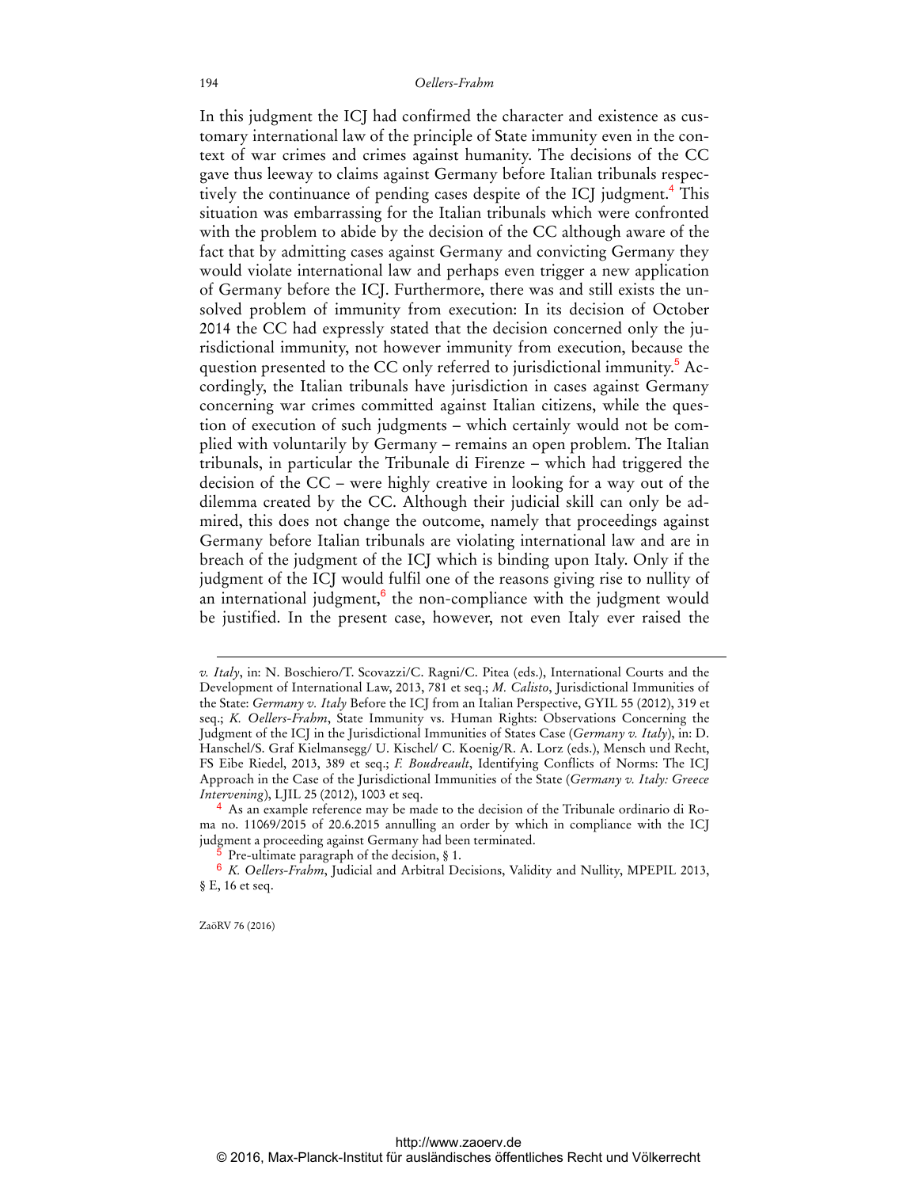In this judgment the ICJ had confirmed the character and existence as customary international law of the principle of State immunity even in the context of war crimes and crimes against humanity. The decisions of the CC gave thus leeway to claims against Germany before Italian tribunals respectively the continuance of pending cases despite of the ICJ judgment.[4] This situation was embarrassing for the Italian tribunals which were confronted with the problem to abide by the decision of the CC although aware of the fact that by admitting cases against Germany and convicting Germany they would violate international law and perhaps even trigger a new application of Germany before the ICJ. Furthermore, there was and still exists the unsolved problem of immunity from execution: In its decision of October 2014 the CC had expressly stated that the decision concerned only the jurisdictional immunity, not however immunity from execution, because the question presented to the CC only referred to jurisdictional immunity.[5] Accordingly, the Italian tribunals have jurisdiction in cases against Germany concerning war crimes committed against Italian citizens, while the question of execution of such judgments – which certainly would not be complied with voluntarily by Germany – remains an open problem. The Italian tribunals, in particular the Tribunale di Firenze – which had triggered the decision of the CC – were highly creative in looking for a way out of the dilemma created by the CC. Although their judicial skill can only be admired, this does not change the outcome, namely that proceedings against Germany before Italian tribunals are violating international law and are in breach of the judgment of the ICJ which is binding upon Italy. Only if the judgment of the ICJ would fulfil one of the reasons giving rise to nullity of an international judgment,[6] the non-compliance with the judgment would be justified. In the present case, however, not even Italy ever raised the

---

*v. Italy*, in: N. Boschiero/T. Scovazzi/C. Ragni/C. Pitea (eds.), International Courts and the Development of International Law, 2013, 781 et seq.; *M. Calisto*, Jurisdictional Immunities of the State: *Germany v. Italy* Before the ICJ from an Italian Perspective, GYIL 55 (2012), 319 et seq.; *K. Oellers-Frahm*, State Immunity vs. Human Rights: Observations Concerning the Judgment of the ICJ in the Jurisdictional Immunities of States Case (*Germany v. Italy*), in: D. Hanschel/S. Graf Kielmansegg/ U. Kischel/ C. Koenig/R. A. Lorz (eds.), Mensch und Recht, FS Eibe Riedel, 2013, 389 et seq.; *F. Boudreault*, Identifying Conflicts of Norms: The ICJ Approach in the Case of the Jurisdictional Immunities of the State (*Germany v. Italy: Greece Intervening*), LJIL 25 (2012), 1003 et seq.

[4] As an example reference may be made to the decision of the Tribunale ordinario di Roma no. 11069/2015 of 20.6.2015 annulling an order by which in compliance with the ICJ judgment a proceeding against Germany had been terminated.

[5] Pre-ultimate paragraph of the decision, § 1.

[6] *K. Oellers-Frahm*, Judicial and Arbitral Decisions, Validity and Nullity, MPEPIL 2013, § E, 16 et seq.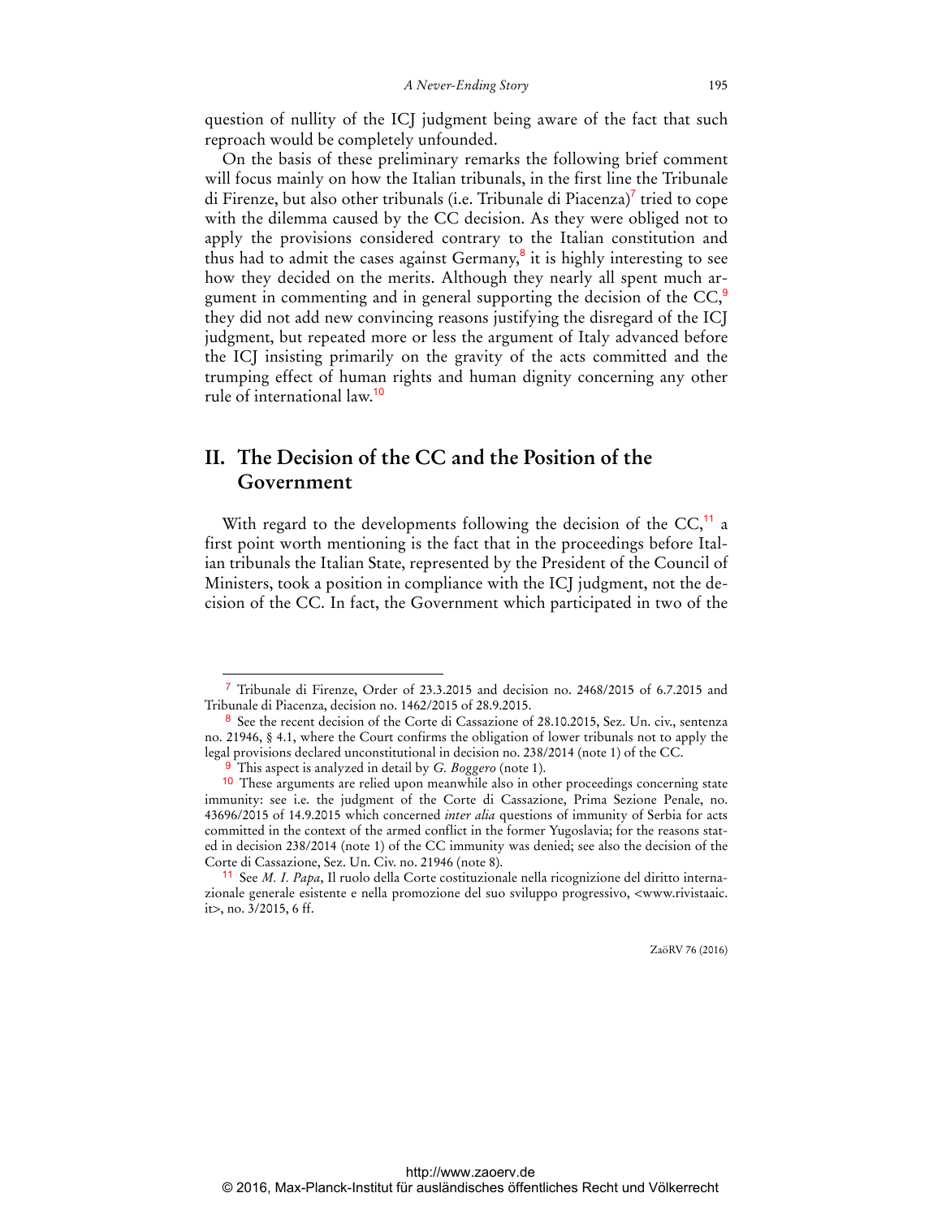question of nullity of the ICJ judgment being aware of the fact that such reproach would be completely unfounded.

On the basis of these preliminary remarks the following brief comment will focus mainly on how the Italian tribunals, in the first line the Tribunale di Firenze, but also other tribunals (i.e. Tribunale di Piacenza)[7] tried to cope with the dilemma caused by the CC decision. As they were obliged not to apply the provisions considered contrary to the Italian constitution and thus had to admit the cases against Germany,[8] it is highly interesting to see how they decided on the merits. Although they nearly all spent much argument in commenting and in general supporting the decision of the CC,[9] they did not add new convincing reasons justifying the disregard of the ICJ judgment, but repeated more or less the argument of Italy advanced before the ICJ insisting primarily on the gravity of the acts committed and the trumping effect of human rights and human dignity concerning any other rule of international law.[10]

## II. The Decision of the CC and the Position of the Government

With regard to the developments following the decision of the CC,[11] a first point worth mentioning is the fact that in the proceedings before Italian tribunals the Italian State, represented by the President of the Council of Ministers, took a position in compliance with the ICJ judgment, not the decision of the CC. In fact, the Government which participated in two of the

---

[7] Tribunale di Firenze, Order of 23.3.2015 and decision no. 2468/2015 of 6.7.2015 and Tribunale di Piacenza, decision no. 1462/2015 of 28.9.2015.

[8] See the recent decision of the Corte di Cassazione of 28.10.2015, Sez. Un. civ., sentenza no. 21946, § 4.1, where the Court confirms the obligation of lower tribunals not to apply the legal provisions declared unconstitutional in decision no. 238/2014 (note 1) of the CC.

[9] This aspect is analyzed in detail by *G. Boggero* (note 1).

[10] These arguments are relied upon meanwhile also in other proceedings concerning state immunity: see i.e. the judgment of the Corte di Cassazione, Prima Sezione Penale, no. 43696/2015 of 14.9.2015 which concerned *inter alia* questions of immunity of Serbia for acts committed in the context of the armed conflict in the former Yugoslavia; for the reasons stated in decision 238/2014 (note 1) of the CC immunity was denied; see also the decision of the Corte di Cassazione, Sez. Un. Civ. no. 21946 (note 8).

[11] See *M. I. Papa*, Il ruolo della Corte costituzionale nella ricognizione del diritto internazionale generale esistente e nella promozione del suo sviluppo progressivo, <www.rivistaaic.it>, no. 3/2015, 6 ff.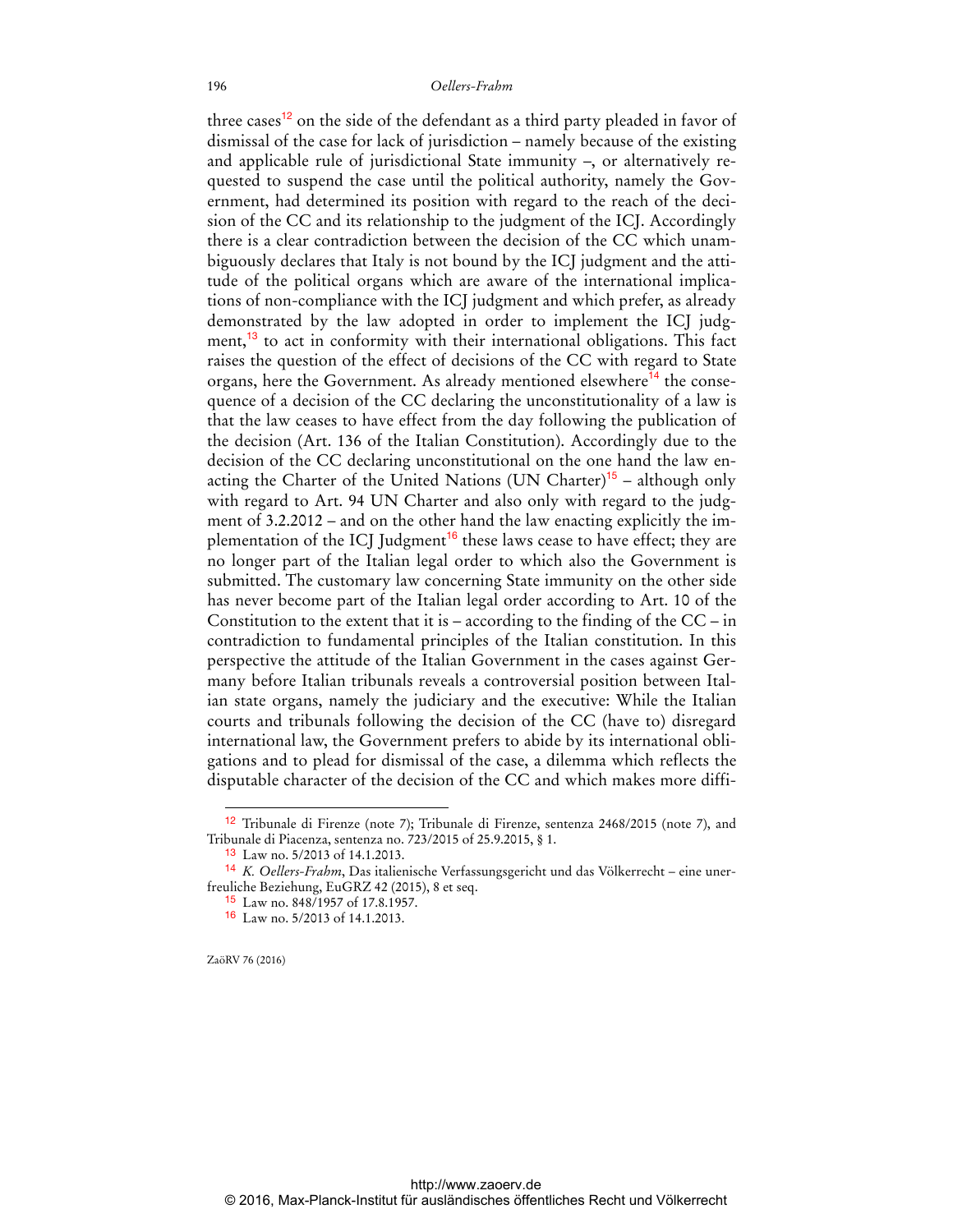three cases[12] on the side of the defendant as a third party pleaded in favor of dismissal of the case for lack of jurisdiction – namely because of the existing and applicable rule of jurisdictional State immunity –, or alternatively requested to suspend the case until the political authority, namely the Government, had determined its position with regard to the reach of the decision of the CC and its relationship to the judgment of the ICJ. Accordingly there is a clear contradiction between the decision of the CC which unambiguously declares that Italy is not bound by the ICJ judgment and the attitude of the political organs which are aware of the international implications of non-compliance with the ICJ judgment and which prefer, as already demonstrated by the law adopted in order to implement the ICJ judgment,[13] to act in conformity with their international obligations. This fact raises the question of the effect of decisions of the CC with regard to State organs, here the Government. As already mentioned elsewhere[14] the consequence of a decision of the CC declaring the unconstitutionality of a law is that the law ceases to have effect from the day following the publication of the decision (Art. 136 of the Italian Constitution). Accordingly due to the decision of the CC declaring unconstitutional on the one hand the law enacting the Charter of the United Nations (UN Charter)[15] – although only with regard to Art. 94 UN Charter and also only with regard to the judgment of 3.2.2012 – and on the other hand the law enacting explicitly the implementation of the ICJ Judgment[16] these laws cease to have effect; they are no longer part of the Italian legal order to which also the Government is submitted. The customary law concerning State immunity on the other side has never become part of the Italian legal order according to Art. 10 of the Constitution to the extent that it is – according to the finding of the CC – in contradiction to fundamental principles of the Italian constitution. In this perspective the attitude of the Italian Government in the cases against Germany before Italian tribunals reveals a controversial position between Italian state organs, namely the judiciary and the executive: While the Italian courts and tribunals following the decision of the CC (have to) disregard international law, the Government prefers to abide by its international obligations and to plead for dismissal of the case, a dilemma which reflects the disputable character of the decision of the CC and which makes more diffi-

---

[12] Tribunale di Firenze (note 7); Tribunale di Firenze, sentenza 2468/2015 (note 7), and Tribunale di Piacenza, sentenza no. 723/2015 of 25.9.2015, § 1.

[13] Law no. 5/2013 of 14.1.2013.

[14] *K. Oellers-Frahm*, Das italienische Verfassungsgericht und das Völkerrecht – eine unerfreuliche Beziehung, EuGRZ 42 (2015), 8 et seq.

[15] Law no. 848/1957 of 17.8.1957.

[16] Law no. 5/2013 of 14.1.2013.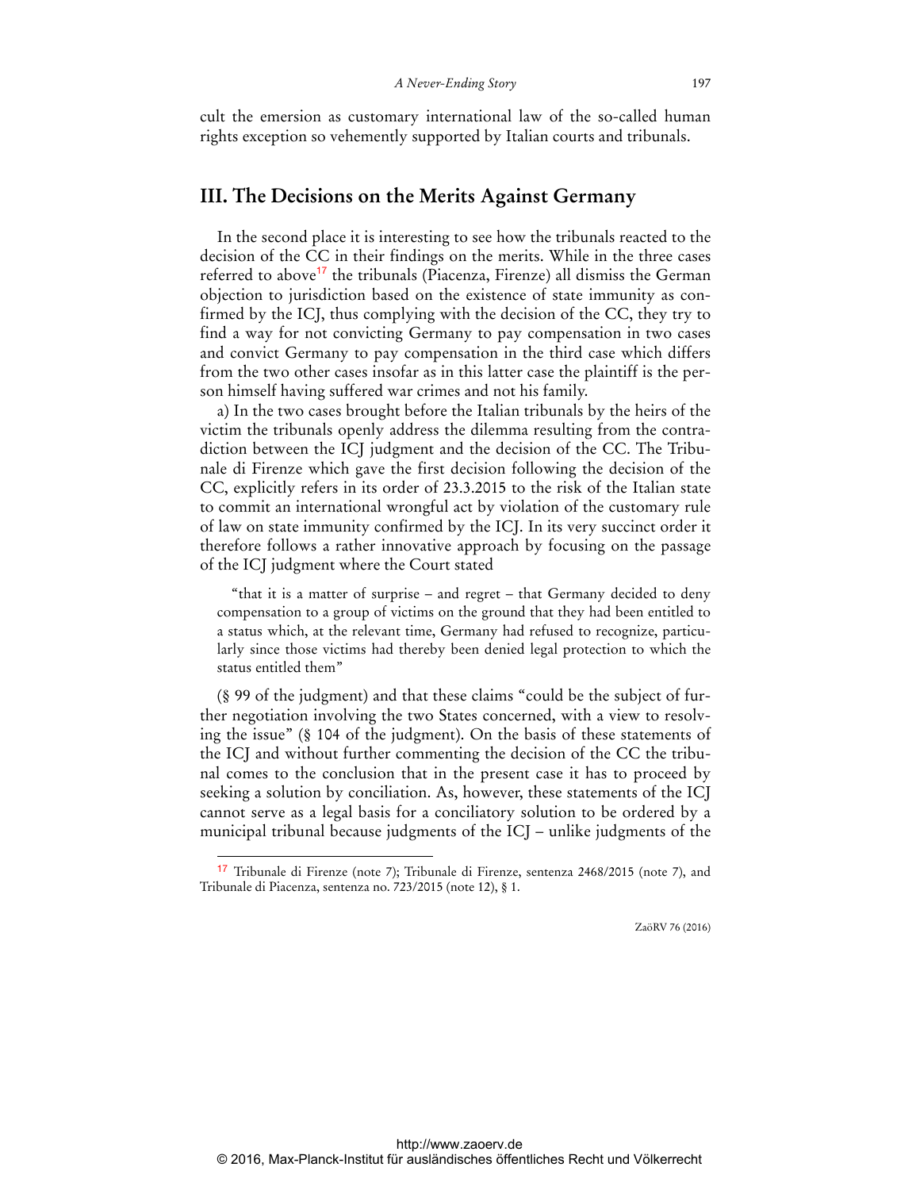cult the emersion as customary international law of the so-called human rights exception so vehemently supported by Italian courts and tribunals.

## III. The Decisions on the Merits Against Germany

In the second place it is interesting to see how the tribunals reacted to the decision of the CC in their findings on the merits. While in the three cases referred to above[17] the tribunals (Piacenza, Firenze) all dismiss the German objection to jurisdiction based on the existence of state immunity as confirmed by the ICJ, thus complying with the decision of the CC, they try to find a way for not convicting Germany to pay compensation in two cases and convict Germany to pay compensation in the third case which differs from the two other cases insofar as in this latter case the plaintiff is the person himself having suffered war crimes and not his family.

a) In the two cases brought before the Italian tribunals by the heirs of the victim the tribunals openly address the dilemma resulting from the contradiction between the ICJ judgment and the decision of the CC. The Tribunale di Firenze which gave the first decision following the decision of the CC, explicitly refers in its order of 23.3.2015 to the risk of the Italian state to commit an international wrongful act by violation of the customary rule of law on state immunity confirmed by the ICJ. In its very succinct order it therefore follows a rather innovative approach by focusing on the passage of the ICJ judgment where the Court stated

> "that it is a matter of surprise – and regret – that Germany decided to deny compensation to a group of victims on the ground that they had been entitled to a status which, at the relevant time, Germany had refused to recognize, particularly since those victims had thereby been denied legal protection to which the status entitled them"

(§ 99 of the judgment) and that these claims "could be the subject of further negotiation involving the two States concerned, with a view to resolving the issue" (§ 104 of the judgment). On the basis of these statements of the ICJ and without further commenting the decision of the CC the tribunal comes to the conclusion that in the present case it has to proceed by seeking a solution by conciliation. As, however, these statements of the ICJ cannot serve as a legal basis for a conciliatory solution to be ordered by a municipal tribunal because judgments of the ICJ – unlike judgments of the

---

[17] Tribunale di Firenze (note 7); Tribunale di Firenze, sentenza 2468/2015 (note 7), and Tribunale di Piacenza, sentenza no. 723/2015 (note 12), § 1.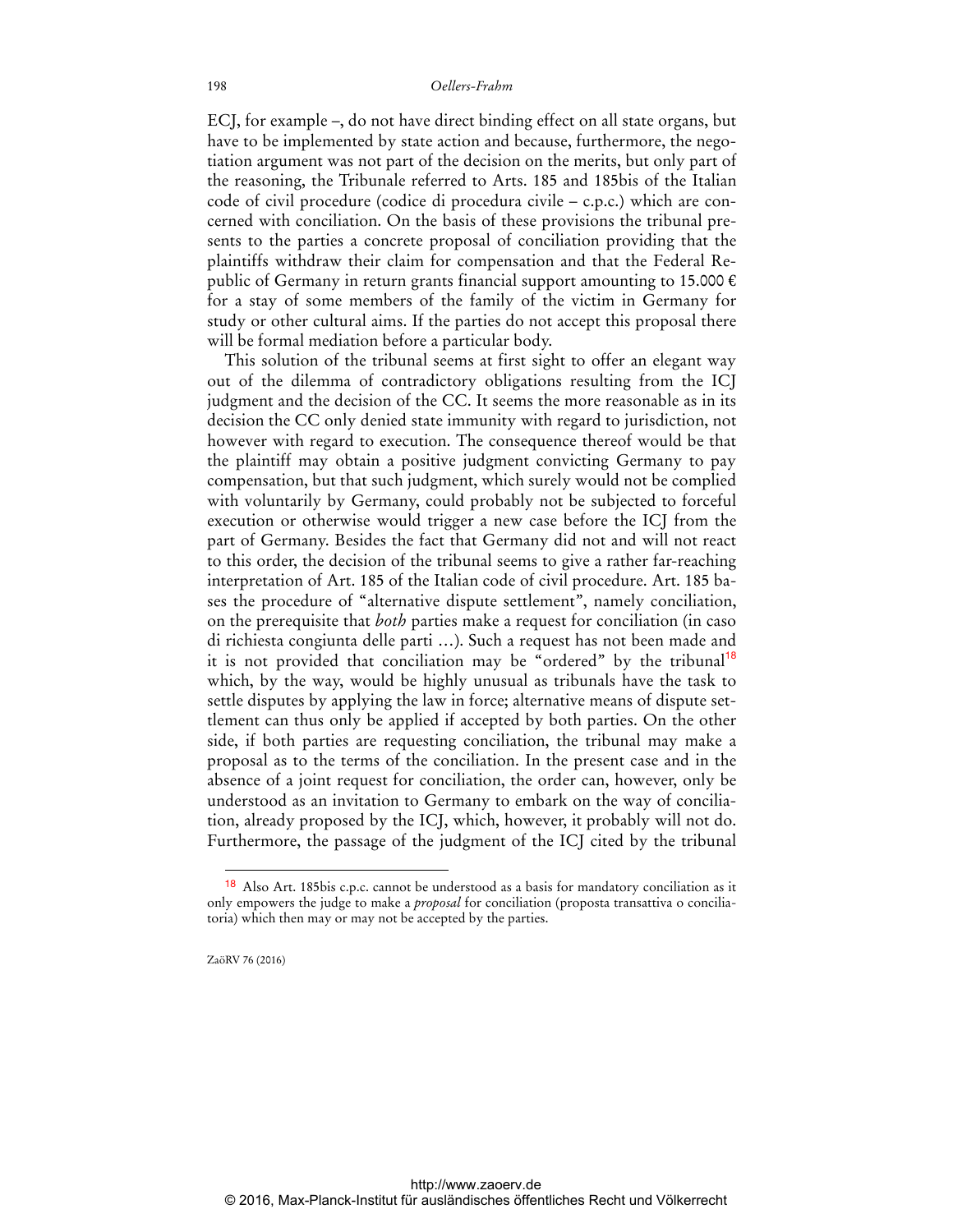ECJ, for example –, do not have direct binding effect on all state organs, but have to be implemented by state action and because, furthermore, the negotiation argument was not part of the decision on the merits, but only part of the reasoning, the Tribunale referred to Arts. 185 and 185bis of the Italian code of civil procedure (codice di procedura civile – c.p.c.) which are concerned with conciliation. On the basis of these provisions the tribunal presents to the parties a concrete proposal of conciliation providing that the plaintiffs withdraw their claim for compensation and that the Federal Republic of Germany in return grants financial support amounting to 15.000 € for a stay of some members of the family of the victim in Germany for study or other cultural aims. If the parties do not accept this proposal there will be formal mediation before a particular body.

This solution of the tribunal seems at first sight to offer an elegant way out of the dilemma of contradictory obligations resulting from the ICJ judgment and the decision of the CC. It seems the more reasonable as in its decision the CC only denied state immunity with regard to jurisdiction, not however with regard to execution. The consequence thereof would be that the plaintiff may obtain a positive judgment convicting Germany to pay compensation, but that such judgment, which surely would not be complied with voluntarily by Germany, could probably not be subjected to forceful execution or otherwise would trigger a new case before the ICJ from the part of Germany. Besides the fact that Germany did not and will not react to this order, the decision of the tribunal seems to give a rather far-reaching interpretation of Art. 185 of the Italian code of civil procedure. Art. 185 bases the procedure of "alternative dispute settlement", namely conciliation, on the prerequisite that *both* parties make a request for conciliation (in caso di richiesta congiunta delle parti …). Such a request has not been made and it is not provided that conciliation may be "ordered" by the tribunal[18] which, by the way, would be highly unusual as tribunals have the task to settle disputes by applying the law in force; alternative means of dispute settlement can thus only be applied if accepted by both parties. On the other side, if both parties are requesting conciliation, the tribunal may make a proposal as to the terms of the conciliation. In the present case and in the absence of a joint request for conciliation, the order can, however, only be understood as an invitation to Germany to embark on the way of conciliation, already proposed by the ICJ, which, however, it probably will not do. Furthermore, the passage of the judgment of the ICJ cited by the tribunal

---

[18] Also Art. 185bis c.p.c. cannot be understood as a basis for mandatory conciliation as it only empowers the judge to make a *proposal* for conciliation (proposta transattiva o conciliatoria) which then may or may not be accepted by the parties.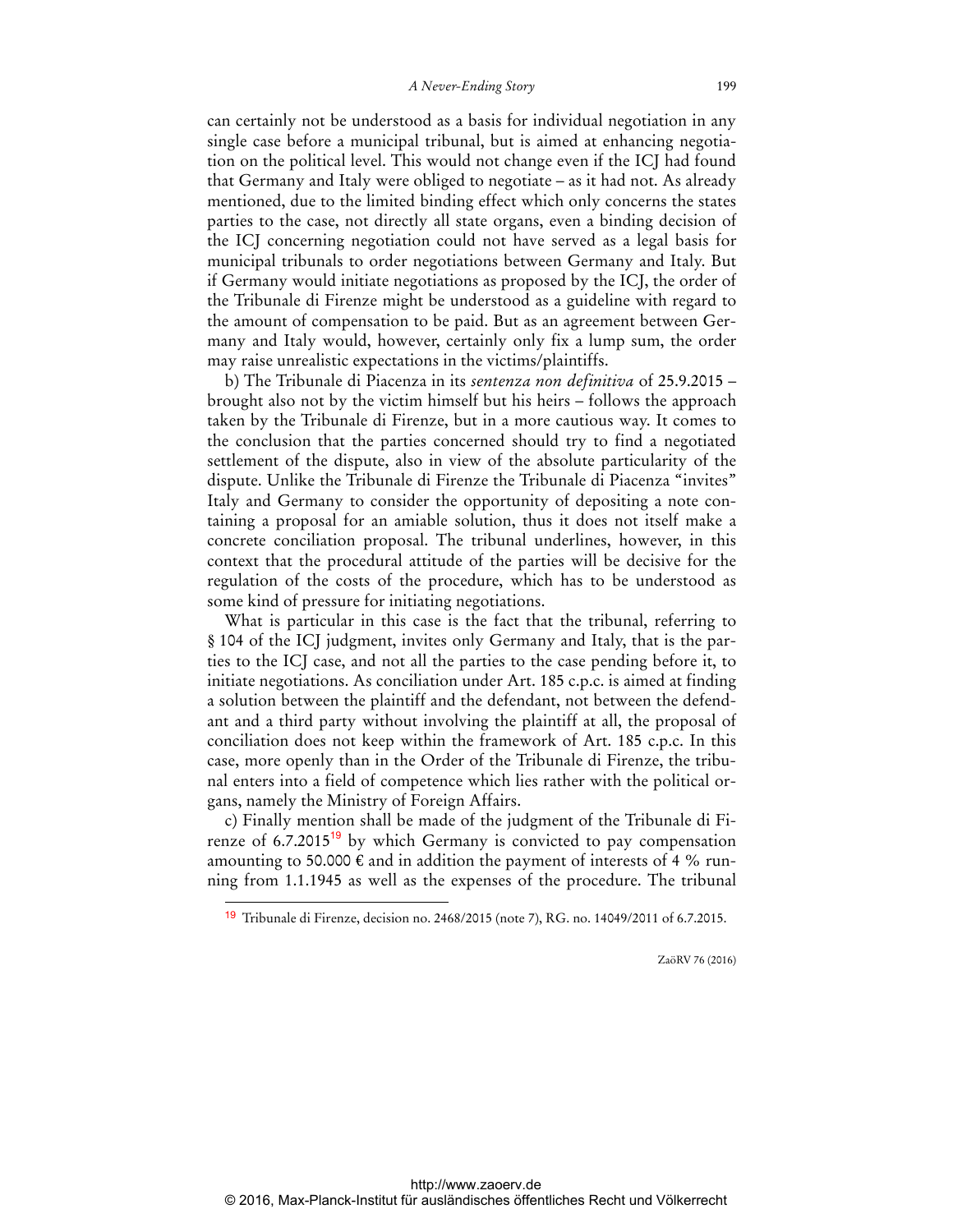can certainly not be understood as a basis for individual negotiation in any single case before a municipal tribunal, but is aimed at enhancing negotiation on the political level. This would not change even if the ICJ had found that Germany and Italy were obliged to negotiate – as it had not. As already mentioned, due to the limited binding effect which only concerns the states parties to the case, not directly all state organs, even a binding decision of the ICJ concerning negotiation could not have served as a legal basis for municipal tribunals to order negotiations between Germany and Italy. But if Germany would initiate negotiations as proposed by the ICJ, the order of the Tribunale di Firenze might be understood as a guideline with regard to the amount of compensation to be paid. But as an agreement between Germany and Italy would, however, certainly only fix a lump sum, the order may raise unrealistic expectations in the victims/plaintiffs.

b) The Tribunale di Piacenza in its *sentenza non definitiva* of 25.9.2015 – brought also not by the victim himself but his heirs – follows the approach taken by the Tribunale di Firenze, but in a more cautious way. It comes to the conclusion that the parties concerned should try to find a negotiated settlement of the dispute, also in view of the absolute particularity of the dispute. Unlike the Tribunale di Firenze the Tribunale di Piacenza "invites" Italy and Germany to consider the opportunity of depositing a note containing a proposal for an amiable solution, thus it does not itself make a concrete conciliation proposal. The tribunal underlines, however, in this context that the procedural attitude of the parties will be decisive for the regulation of the costs of the procedure, which has to be understood as some kind of pressure for initiating negotiations.

What is particular in this case is the fact that the tribunal, referring to § 104 of the ICJ judgment, invites only Germany and Italy, that is the parties to the ICJ case, and not all the parties to the case pending before it, to initiate negotiations. As conciliation under Art. 185 c.p.c. is aimed at finding a solution between the plaintiff and the defendant, not between the defendant and a third party without involving the plaintiff at all, the proposal of conciliation does not keep within the framework of Art. 185 c.p.c. In this case, more openly than in the Order of the Tribunale di Firenze, the tribunal enters into a field of competence which lies rather with the political organs, namely the Ministry of Foreign Affairs.

c) Finally mention shall be made of the judgment of the Tribunale di Firenze of 6.7.2015[19] by which Germany is convicted to pay compensation amounting to 50.000 € and in addition the payment of interests of 4 % running from 1.1.1945 as well as the expenses of the procedure. The tribunal

---

[19] Tribunale di Firenze, decision no. 2468/2015 (note 7), RG. no. 14049/2011 of 6.7.2015.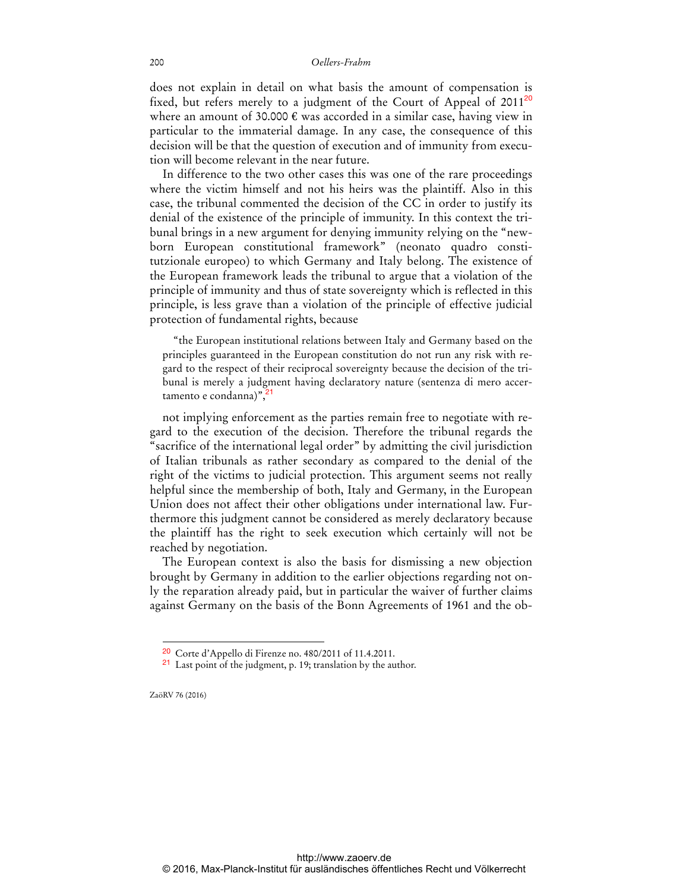does not explain in detail on what basis the amount of compensation is fixed, but refers merely to a judgment of the Court of Appeal of 2011[20] where an amount of 30.000 € was accorded in a similar case, having view in particular to the immaterial damage. In any case, the consequence of this decision will be that the question of execution and of immunity from execution will become relevant in the near future.

In difference to the two other cases this was one of the rare proceedings where the victim himself and not his heirs was the plaintiff. Also in this case, the tribunal commented the decision of the CC in order to justify its denial of the existence of the principle of immunity. In this context the tribunal brings in a new argument for denying immunity relying on the "newborn European constitutional framework" (neonato quadro constitutzionale europeo) to which Germany and Italy belong. The existence of the European framework leads the tribunal to argue that a violation of the principle of immunity and thus of state sovereignty which is reflected in this principle, is less grave than a violation of the principle of effective judicial protection of fundamental rights, because

> "the European institutional relations between Italy and Germany based on the principles guaranteed in the European constitution do not run any risk with regard to the respect of their reciprocal sovereignty because the decision of the tribunal is merely a judgment having declaratory nature (sentenza di mero accertamento e condanna)",[21]

not implying enforcement as the parties remain free to negotiate with regard to the execution of the decision. Therefore the tribunal regards the "sacrifice of the international legal order" by admitting the civil jurisdiction of Italian tribunals as rather secondary as compared to the denial of the right of the victims to judicial protection. This argument seems not really helpful since the membership of both, Italy and Germany, in the European Union does not affect their other obligations under international law. Furthermore this judgment cannot be considered as merely declaratory because the plaintiff has the right to seek execution which certainly will not be reached by negotiation.

The European context is also the basis for dismissing a new objection brought by Germany in addition to the earlier objections regarding not only the reparation already paid, but in particular the waiver of further claims against Germany on the basis of the Bonn Agreements of 1961 and the ob-

---

[20] Corte d'Appello di Firenze no. 480/2011 of 11.4.2011.

[21] Last point of the judgment, p. 19; translation by the author.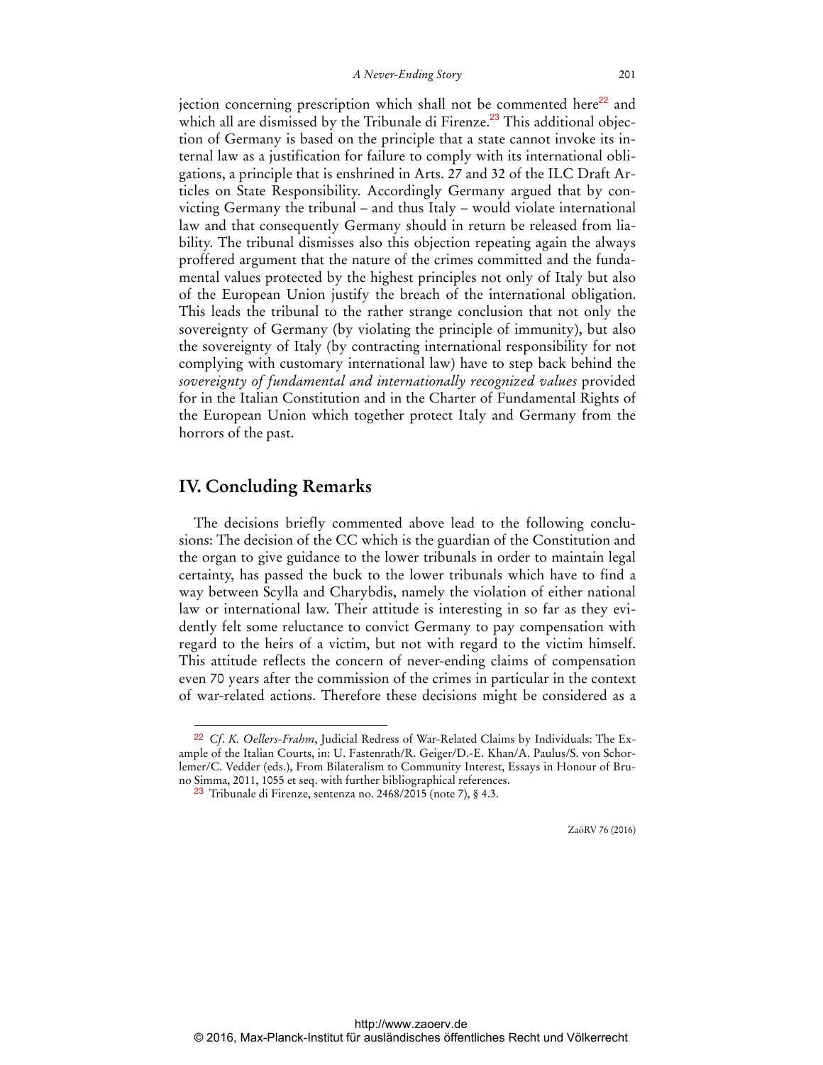jection concerning prescription which shall not be commented here[22] and which all are dismissed by the Tribunale di Firenze.[23] This additional objection of Germany is based on the principle that a state cannot invoke its internal law as a justification for failure to comply with its international obligations, a principle that is enshrined in Arts. 27 and 32 of the ILC Draft Articles on State Responsibility. Accordingly Germany argued that by convicting Germany the tribunal – and thus Italy – would violate international law and that consequently Germany should in return be released from liability. The tribunal dismisses also this objection repeating again the always proffered argument that the nature of the crimes committed and the fundamental values protected by the highest principles not only of Italy but also of the European Union justify the breach of the international obligation. This leads the tribunal to the rather strange conclusion that not only the sovereignty of Germany (by violating the principle of immunity), but also the sovereignty of Italy (by contracting international responsibility for not complying with customary international law) have to step back behind the *sovereignty of fundamental and internationally recognized values* provided for in the Italian Constitution and in the Charter of Fundamental Rights of the European Union which together protect Italy and Germany from the horrors of the past.

## IV. Concluding Remarks

The decisions briefly commented above lead to the following conclusions: The decision of the CC which is the guardian of the Constitution and the organ to give guidance to the lower tribunals in order to maintain legal certainty, has passed the buck to the lower tribunals which have to find a way between Scylla and Charybdis, namely the violation of either national law or international law. Their attitude is interesting in so far as they evidently felt some reluctance to convict Germany to pay compensation with regard to the heirs of a victim, but not with regard to the victim himself. This attitude reflects the concern of never-ending claims of compensation even 70 years after the commission of the crimes in particular in the context of war-related actions. Therefore these decisions might be considered as a

---

[22] *Cf*. *K. Oellers-Frahm*, Judicial Redress of War-Related Claims by Individuals: The Example of the Italian Courts, in: U. Fastenrath/R. Geiger/D.-E. Khan/A. Paulus/S. von Schorlemer/C. Vedder (eds.), From Bilateralism to Community Interest, Essays in Honour of Bruno Simma, 2011, 1055 et seq. with further bibliographical references.

[23] Tribunale di Firenze, sentenza no. 2468/2015 (note 7), § 4.3.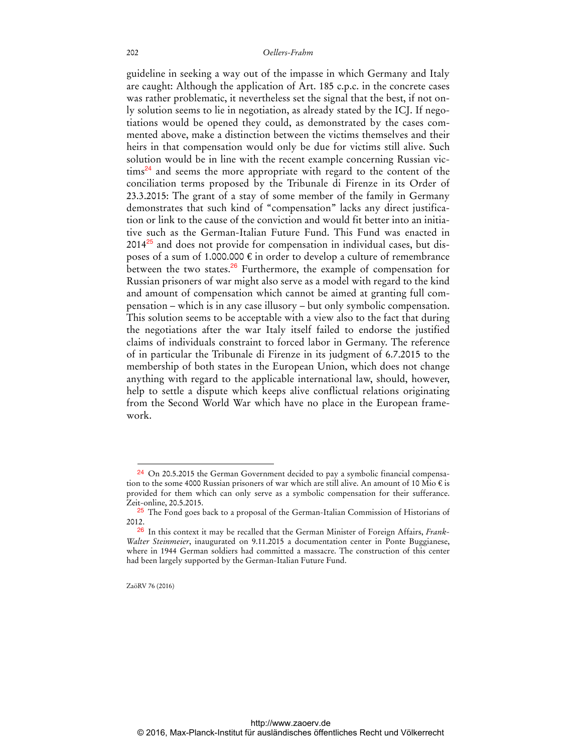guideline in seeking a way out of the impasse in which Germany and Italy are caught: Although the application of Art. 185 c.p.c. in the concrete cases was rather problematic, it nevertheless set the signal that the best, if not only solution seems to lie in negotiation, as already stated by the ICJ. If negotiations would be opened they could, as demonstrated by the cases commented above, make a distinction between the victims themselves and their heirs in that compensation would only be due for victims still alive. Such solution would be in line with the recent example concerning Russian victims[24] and seems the more appropriate with regard to the content of the conciliation terms proposed by the Tribunale di Firenze in its Order of 23.3.2015: The grant of a stay of some member of the family in Germany demonstrates that such kind of "compensation" lacks any direct justification or link to the cause of the conviction and would fit better into an initiative such as the German-Italian Future Fund. This Fund was enacted in 2014[25] and does not provide for compensation in individual cases, but disposes of a sum of 1.000.000 € in order to develop a culture of remembrance between the two states.[26] Furthermore, the example of compensation for Russian prisoners of war might also serve as a model with regard to the kind and amount of compensation which cannot be aimed at granting full compensation – which is in any case illusory – but only symbolic compensation. This solution seems to be acceptable with a view also to the fact that during the negotiations after the war Italy itself failed to endorse the justified claims of individuals constraint to forced labor in Germany. The reference of in particular the Tribunale di Firenze in its judgment of 6.7.2015 to the membership of both states in the European Union, which does not change anything with regard to the applicable international law, should, however, help to settle a dispute which keeps alive conflictual relations originating from the Second World War which have no place in the European framework.

---

[24] On 20.5.2015 the German Government decided to pay a symbolic financial compensation to the some 4000 Russian prisoners of war which are still alive. An amount of 10 Mio € is provided for them which can only serve as a symbolic compensation for their sufferance. Zeit-online, 20.5.2015.

[25] The Fond goes back to a proposal of the German-Italian Commission of Historians of 2012.

[26] In this context it may be recalled that the German Minister of Foreign Affairs, *Frank-Walter Steinmeier*, inaugurated on 9.11.2015 a documentation center in Ponte Buggianese, where in 1944 German soldiers had committed a massacre. The construction of this center had been largely supported by the German-Italian Future Fund.